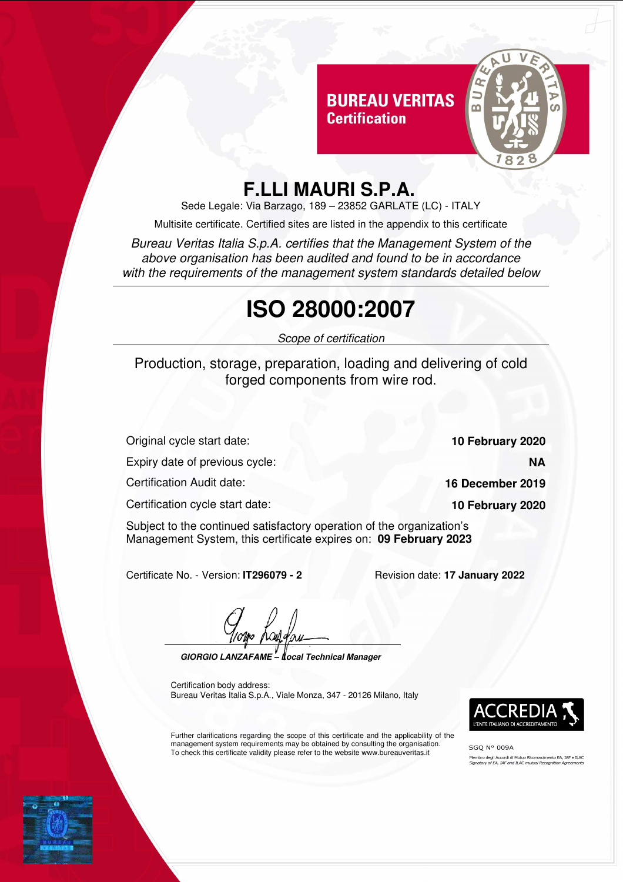**BUREAU VERITAS**
**Certification**

# F.LLI MAURI S.P.A.

Sede Legale: Via Barzago, 189 – 23852 GARLATE (LC) - ITALY

Multisite certificate. Certified sites are listed in the appendix to this certificate

*Bureau Veritas Italia S.p.A. certifies that the Management System of the above organisation has been audited and found to be in accordance with the requirements of the management system standards detailed below*

# ISO 28000:2007

*Scope of certification*

Production, storage, preparation, loading and delivering of cold forged components from wire rod.

| | |
|---|---|
| Original cycle start date: | **10 February 2020** |
| Expiry date of previous cycle: | **NA** |
| Certification Audit date: | **16 December 2019** |
| Certification cycle start date: | **10 February 2020** |

Subject to the continued satisfactory operation of the organization's Management System, this certificate expires on: **09 February 2023**

Certificate No. - Version: **IT296079 - 2**

Revision date: **17 January 2022**

***GIORGIO LANZAFAME – Local Technical Manager***

Certification body address:
Bureau Veritas Italia S.p.A., Viale Monza, 347 - 20126 Milano, Italy

Further clarifications regarding the scope of this certificate and the applicability of the management system requirements may be obtained by consulting the organisation.
To check this certificate validity please refer to the website www.bureauveritas.it

ACCREDIA
L'ENTE ITALIANO DI ACCREDITAMENTO

SGQ N° 009A

Membro degli Accordi di Mutuo Riconoscimento EA, IAF e ILAC
*Signatory of EA, IAF and ILAC mutual Recognition Agreements*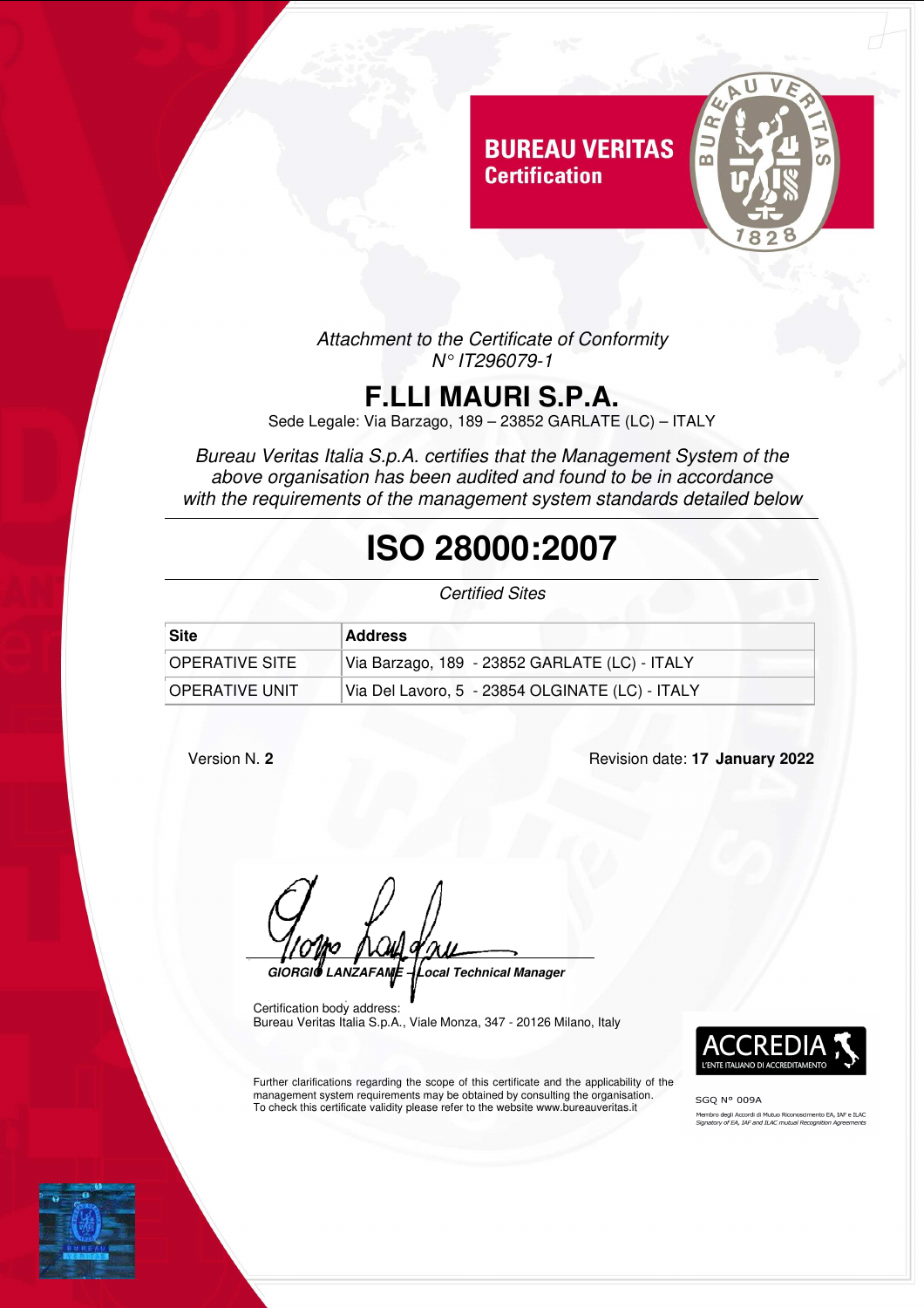**BUREAU VERITAS**
**Certification**

*Attachment to the Certificate of Conformity*
*N° IT296079-1*

# F.LLI MAURI S.P.A.

Sede Legale: Via Barzago, 189 – 23852 GARLATE (LC) – ITALY

*Bureau Veritas Italia S.p.A. certifies that the Management System of the above organisation has been audited and found to be in accordance with the requirements of the management system standards detailed below*

# ISO 28000:2007

*Certified Sites*

| Site | Address |
|---|---|
| OPERATIVE SITE | Via Barzago, 189 - 23852 GARLATE (LC) - ITALY |
| OPERATIVE UNIT | Via Del Lavoro, 5 - 23854 OLGINATE (LC) - ITALY |

Version N. **2**

Revision date: **17 January 2022**

***GIORGIO LANZAFAME – Local Technical Manager***

Certification body address:
Bureau Veritas Italia S.p.A., Viale Monza, 347 - 20126 Milano, Italy

Further clarifications regarding the scope of this certificate and the applicability of the management system requirements may be obtained by consulting the organisation.
To check this certificate validity please refer to the website www.bureauveritas.it

ACCREDIA
L'ENTE ITALIANO DI ACCREDITAMENTO

SGQ N° 009A

Membro degli Accordi di Mutuo Riconoscimento EA, IAF e ILAC
*Signatory of EA, IAF and ILAC mutual Recognition Agreements*